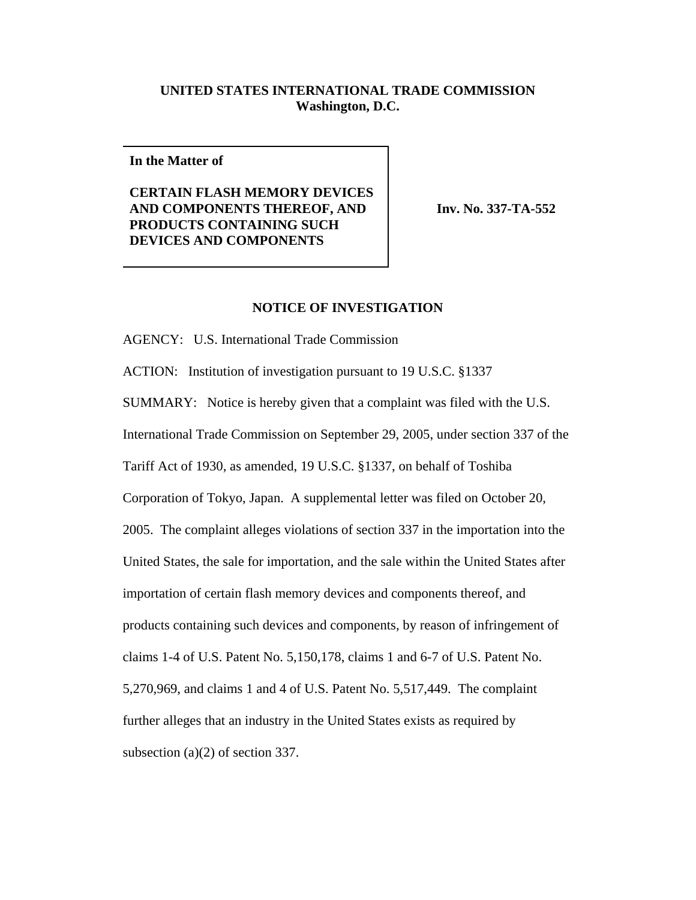**UNITED STATES INTERNATIONAL TRADE COMMISSION**
**Washington, D.C.**

**In the Matter of**

**CERTAIN FLASH MEMORY DEVICES AND COMPONENTS THEREOF, AND PRODUCTS CONTAINING SUCH DEVICES AND COMPONENTS**

**Inv. No. 337-TA-552**

## NOTICE OF INVESTIGATION

AGENCY: U.S. International Trade Commission

ACTION: Institution of investigation pursuant to 19 U.S.C. §1337

SUMMARY: Notice is hereby given that a complaint was filed with the U.S. International Trade Commission on September 29, 2005, under section 337 of the Tariff Act of 1930, as amended, 19 U.S.C. §1337, on behalf of Toshiba Corporation of Tokyo, Japan. A supplemental letter was filed on October 20, 2005. The complaint alleges violations of section 337 in the importation into the United States, the sale for importation, and the sale within the United States after importation of certain flash memory devices and components thereof, and products containing such devices and components, by reason of infringement of claims 1-4 of U.S. Patent No. 5,150,178, claims 1 and 6-7 of U.S. Patent No. 5,270,969, and claims 1 and 4 of U.S. Patent No. 5,517,449. The complaint further alleges that an industry in the United States exists as required by subsection (a)(2) of section 337.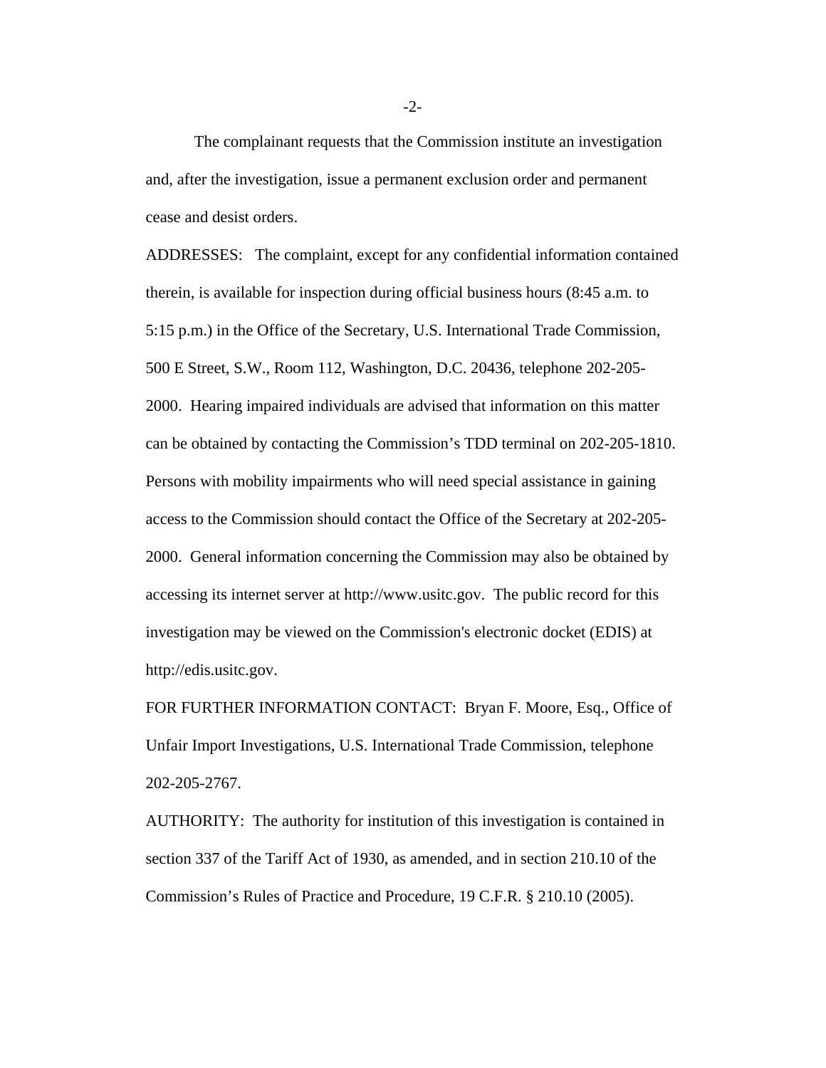The complainant requests that the Commission institute an investigation and, after the investigation, issue a permanent exclusion order and permanent cease and desist orders.

ADDRESSES: The complaint, except for any confidential information contained therein, is available for inspection during official business hours (8:45 a.m. to 5:15 p.m.) in the Office of the Secretary, U.S. International Trade Commission, 500 E Street, S.W., Room 112, Washington, D.C. 20436, telephone 202-205-2000. Hearing impaired individuals are advised that information on this matter can be obtained by contacting the Commission's TDD terminal on 202-205-1810. Persons with mobility impairments who will need special assistance in gaining access to the Commission should contact the Office of the Secretary at 202-205-2000. General information concerning the Commission may also be obtained by accessing its internet server at http://www.usitc.gov. The public record for this investigation may be viewed on the Commission's electronic docket (EDIS) at http://edis.usitc.gov.

FOR FURTHER INFORMATION CONTACT: Bryan F. Moore, Esq., Office of Unfair Import Investigations, U.S. International Trade Commission, telephone 202-205-2767.

AUTHORITY: The authority for institution of this investigation is contained in section 337 of the Tariff Act of 1930, as amended, and in section 210.10 of the Commission's Rules of Practice and Procedure, 19 C.F.R. § 210.10 (2005).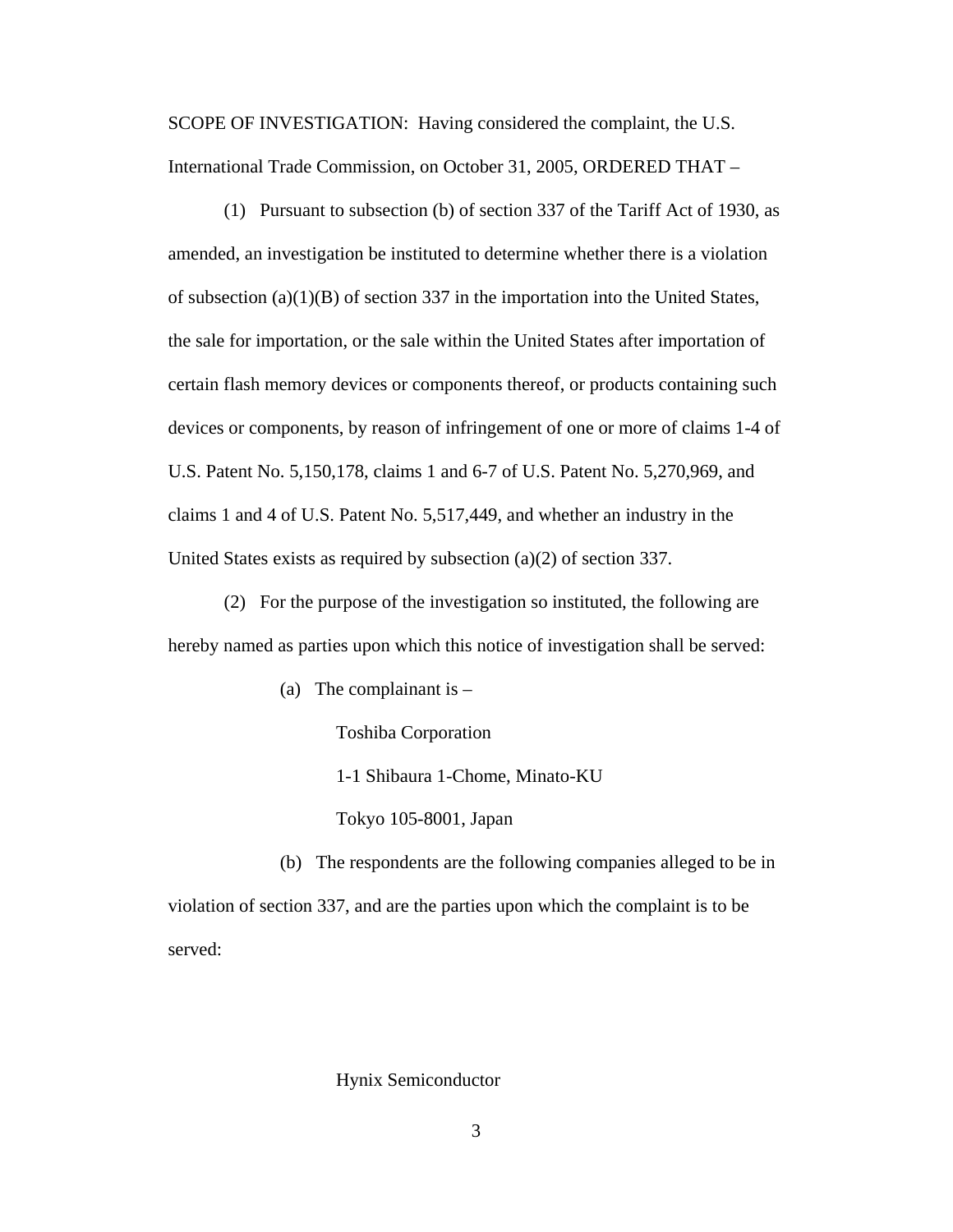SCOPE OF INVESTIGATION: Having considered the complaint, the U.S. International Trade Commission, on October 31, 2005, ORDERED THAT –

(1) Pursuant to subsection (b) of section 337 of the Tariff Act of 1930, as amended, an investigation be instituted to determine whether there is a violation of subsection (a)(1)(B) of section 337 in the importation into the United States, the sale for importation, or the sale within the United States after importation of certain flash memory devices or components thereof, or products containing such devices or components, by reason of infringement of one or more of claims 1-4 of U.S. Patent No. 5,150,178, claims 1 and 6-7 of U.S. Patent No. 5,270,969, and claims 1 and 4 of U.S. Patent No. 5,517,449, and whether an industry in the United States exists as required by subsection (a)(2) of section 337.

(2) For the purpose of the investigation so instituted, the following are hereby named as parties upon which this notice of investigation shall be served:

(a) The complainant is –

Toshiba Corporation
1-1 Shibaura 1-Chome, Minato-KU
Tokyo 105-8001, Japan

(b) The respondents are the following companies alleged to be in violation of section 337, and are the parties upon which the complaint is to be served:

Hynix Semiconductor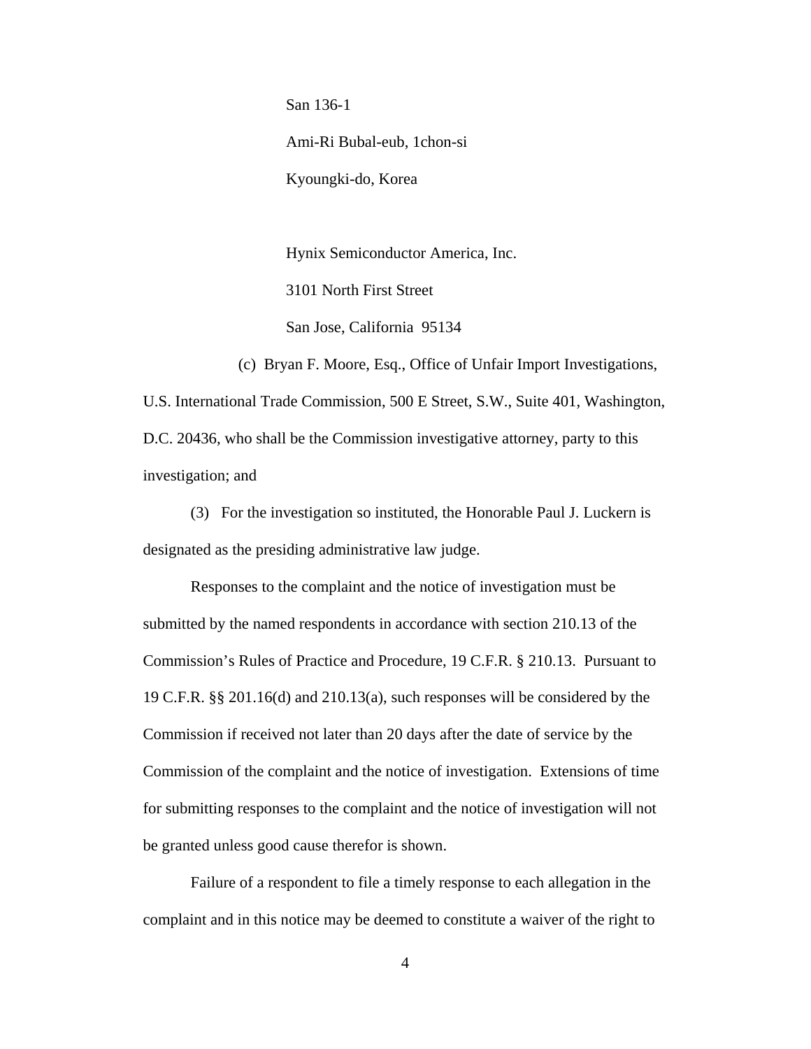San 136-1

Ami-Ri Bubal-eub, 1chon-si

Kyoungki-do, Korea

Hynix Semiconductor America, Inc.

3101 North First Street

San Jose, California 95134

(c) Bryan F. Moore, Esq., Office of Unfair Import Investigations, U.S. International Trade Commission, 500 E Street, S.W., Suite 401, Washington, D.C. 20436, who shall be the Commission investigative attorney, party to this investigation; and

(3) For the investigation so instituted, the Honorable Paul J. Luckern is designated as the presiding administrative law judge.

Responses to the complaint and the notice of investigation must be submitted by the named respondents in accordance with section 210.13 of the Commission's Rules of Practice and Procedure, 19 C.F.R. § 210.13. Pursuant to 19 C.F.R. §§ 201.16(d) and 210.13(a), such responses will be considered by the Commission if received not later than 20 days after the date of service by the Commission of the complaint and the notice of investigation. Extensions of time for submitting responses to the complaint and the notice of investigation will not be granted unless good cause therefor is shown.

Failure of a respondent to file a timely response to each allegation in the complaint and in this notice may be deemed to constitute a waiver of the right to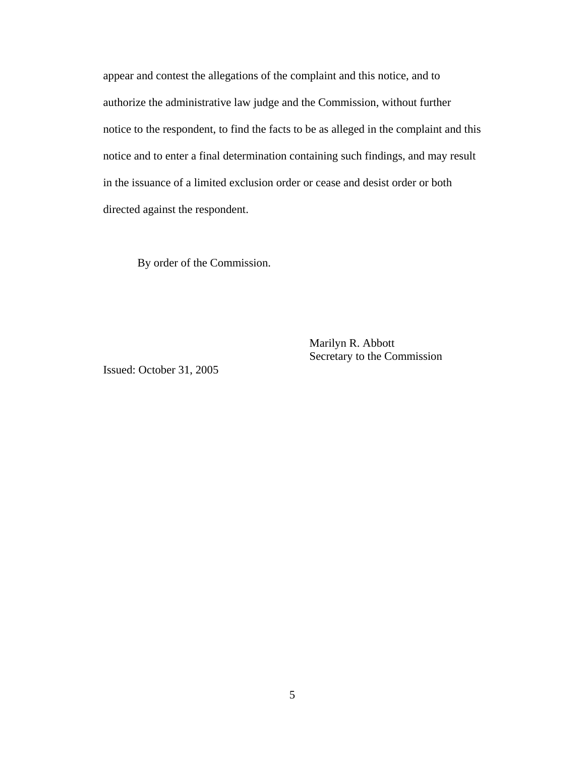appear and contest the allegations of the complaint and this notice, and to authorize the administrative law judge and the Commission, without further notice to the respondent, to find the facts to be as alleged in the complaint and this notice and to enter a final determination containing such findings, and may result in the issuance of a limited exclusion order or cease and desist order or both directed against the respondent.

By order of the Commission.

Marilyn R. Abbott
Secretary to the Commission

Issued: October 31, 2005